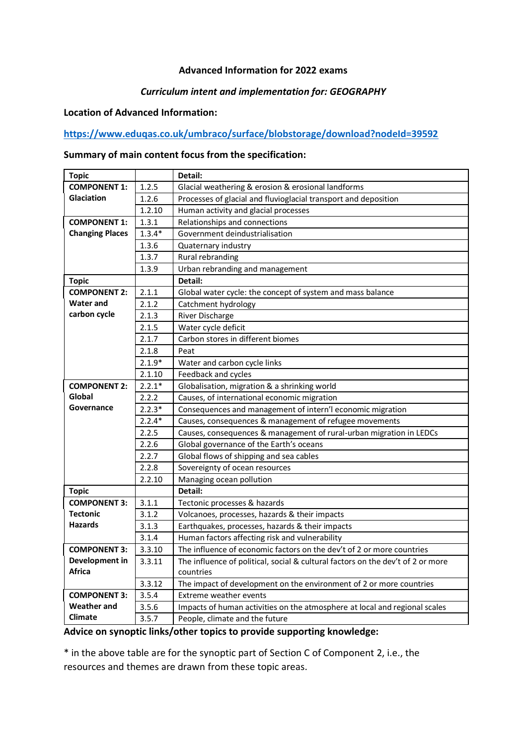**Advanced Information for 2022 exams**

***Curriculum intent and implementation for: GEOGRAPHY***

**Location of Advanced Information:**

**https://www.eduqas.co.uk/umbraco/surface/blobstorage/download?nodeId=39592**

**Summary of main content focus from the specification:**

| **Topic** | | **Detail:** |
|---|---|---|
| **COMPONENT 1: Glaciation** | 1.2.5 | Glacial weathering & erosion & erosional landforms |
| | 1.2.6 | Processes of glacial and fluvioglacial transport and deposition |
| | 1.2.10 | Human activity and glacial processes |
| **COMPONENT 1: Changing Places** | 1.3.1 | Relationships and connections |
| | 1.3.4* | Government deindustrialisation |
| | 1.3.6 | Quaternary industry |
| | 1.3.7 | Rural rebranding |
| | 1.3.9 | Urban rebranding and management |
| **Topic** | | **Detail:** |
| **COMPONENT 2: Water and carbon cycle** | 2.1.1 | Global water cycle: the concept of system and mass balance |
| | 2.1.2 | Catchment hydrology |
| | 2.1.3 | River Discharge |
| | 2.1.5 | Water cycle deficit |
| | 2.1.7 | Carbon stores in different biomes |
| | 2.1.8 | Peat |
| | 2.1.9* | Water and carbon cycle links |
| | 2.1.10 | Feedback and cycles |
| **COMPONENT 2: Global Governance** | 2.2.1* | Globalisation, migration & a shrinking world |
| | 2.2.2 | Causes, of international economic migration |
| | 2.2.3* | Consequences and management of intern'l economic migration |
| | 2.2.4* | Causes, consequences & management of refugee movements |
| | 2.2.5 | Causes, consequences & management of rural-urban migration in LEDCs |
| | 2.2.6 | Global governance of the Earth's oceans |
| | 2.2.7 | Global flows of shipping and sea cables |
| | 2.2.8 | Sovereignty of ocean resources |
| | 2.2.10 | Managing ocean pollution |
| **Topic** | | **Detail:** |
| **COMPONENT 3: Tectonic Hazards** | 3.1.1 | Tectonic processes & hazards |
| | 3.1.2 | Volcanoes, processes, hazards & their impacts |
| | 3.1.3 | Earthquakes, processes, hazards & their impacts |
| | 3.1.4 | Human factors affecting risk and vulnerability |
| **COMPONENT 3: Development in Africa** | 3.3.10 | The influence of economic factors on the dev't of 2 or more countries |
| | 3.3.11 | The influence of political, social & cultural factors on the dev't of 2 or more countries |
| | 3.3.12 | The impact of development on the environment of 2 or more countries |
| **COMPONENT 3: Weather and Climate** | 3.5.4 | Extreme weather events |
| | 3.5.6 | Impacts of human activities on the atmosphere at local and regional scales |
| | 3.5.7 | People, climate and the future |

**Advice on synoptic links/other topics to provide supporting knowledge:**

* in the above table are for the synoptic part of Section C of Component 2, i.e., the resources and themes are drawn from these topic areas.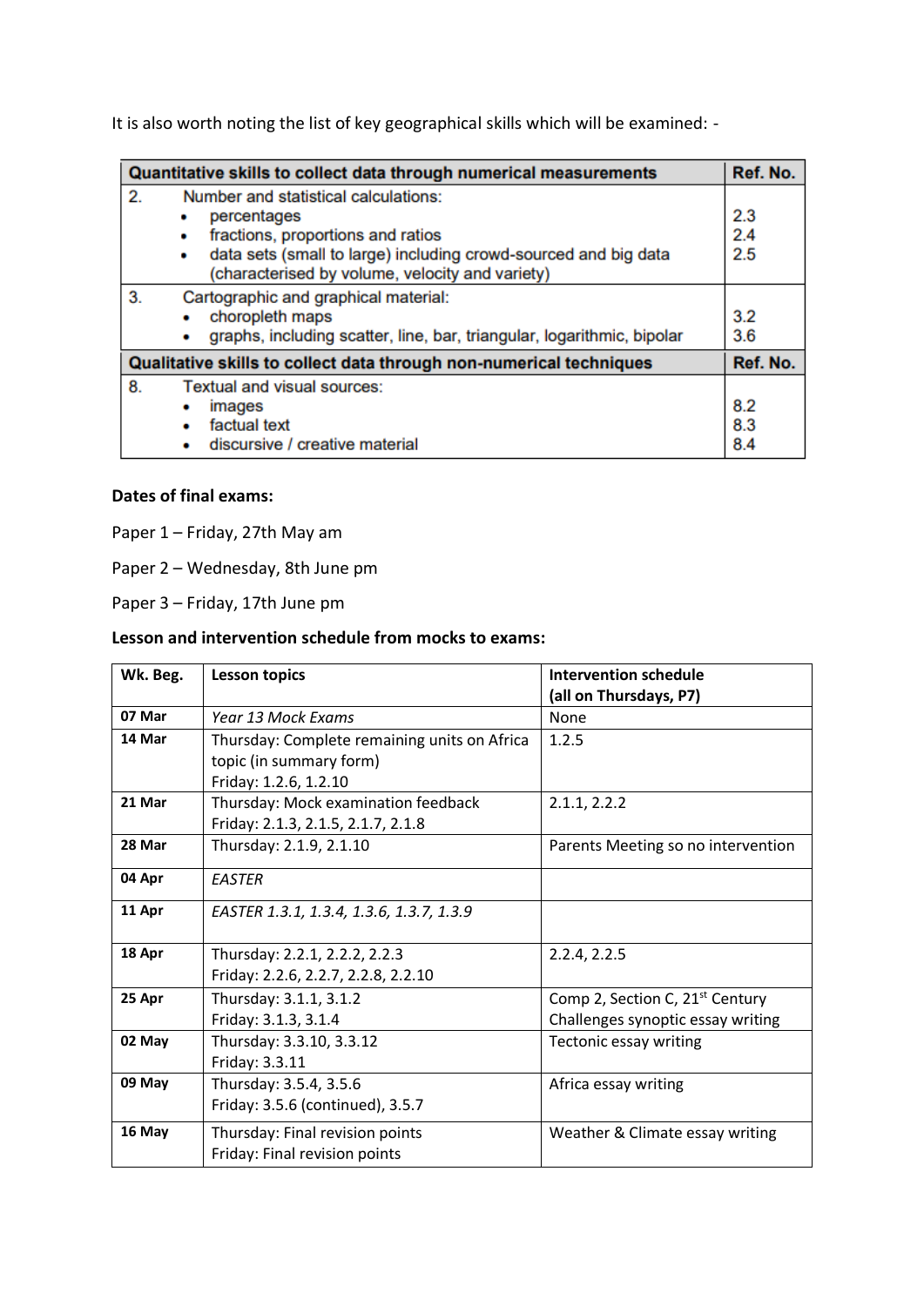It is also worth noting the list of key geographical skills which will be examined: -

| Quantitative skills to collect data through numerical measurements | Ref. No. |
|---|---|
| 2. Number and statistical calculations:<br>• percentages<br>• fractions, proportions and ratios<br>• data sets (small to large) including crowd-sourced and big data (characterised by volume, velocity and variety) | <br>2.3<br>2.4<br>2.5 |
| 3. Cartographic and graphical material:<br>• choropleth maps<br>• graphs, including scatter, line, bar, triangular, logarithmic, bipolar | <br>3.2<br>3.6 |
| **Qualitative skills to collect data through non-numerical techniques** | **Ref. No.** |
| 8. Textual and visual sources:<br>• images<br>• factual text<br>• discursive / creative material | <br>8.2<br>8.3<br>8.4 |

**Dates of final exams:**

Paper 1 – Friday, 27th May am

Paper 2 – Wednesday, 8th June pm

Paper 3 – Friday, 17th June pm

**Lesson and intervention schedule from mocks to exams:**

| Wk. Beg. | Lesson topics | Intervention schedule (all on Thursdays, P7) |
|---|---|---|
| **07 Mar** | *Year 13 Mock Exams* | None |
| **14 Mar** | Thursday: Complete remaining units on Africa topic (in summary form)<br>Friday: 1.2.6, 1.2.10 | 1.2.5 |
| **21 Mar** | Thursday: Mock examination feedback<br>Friday: 2.1.3, 2.1.5, 2.1.7, 2.1.8 | 2.1.1, 2.2.2 |
| **28 Mar** | Thursday: 2.1.9, 2.1.10 | Parents Meeting so no intervention |
| **04 Apr** | *EASTER* | |
| **11 Apr** | *EASTER 1.3.1, 1.3.4, 1.3.6, 1.3.7, 1.3.9* | |
| **18 Apr** | Thursday: 2.2.1, 2.2.2, 2.2.3<br>Friday: 2.2.6, 2.2.7, 2.2.8, 2.2.10 | 2.2.4, 2.2.5 |
| **25 Apr** | Thursday: 3.1.1, 3.1.2<br>Friday: 3.1.3, 3.1.4 | Comp 2, Section C, 21st Century Challenges synoptic essay writing |
| **02 May** | Thursday: 3.3.10, 3.3.12<br>Friday: 3.3.11 | Tectonic essay writing |
| **09 May** | Thursday: 3.5.4, 3.5.6<br>Friday: 3.5.6 (continued), 3.5.7 | Africa essay writing |
| **16 May** | Thursday: Final revision points<br>Friday: Final revision points | Weather & Climate essay writing |